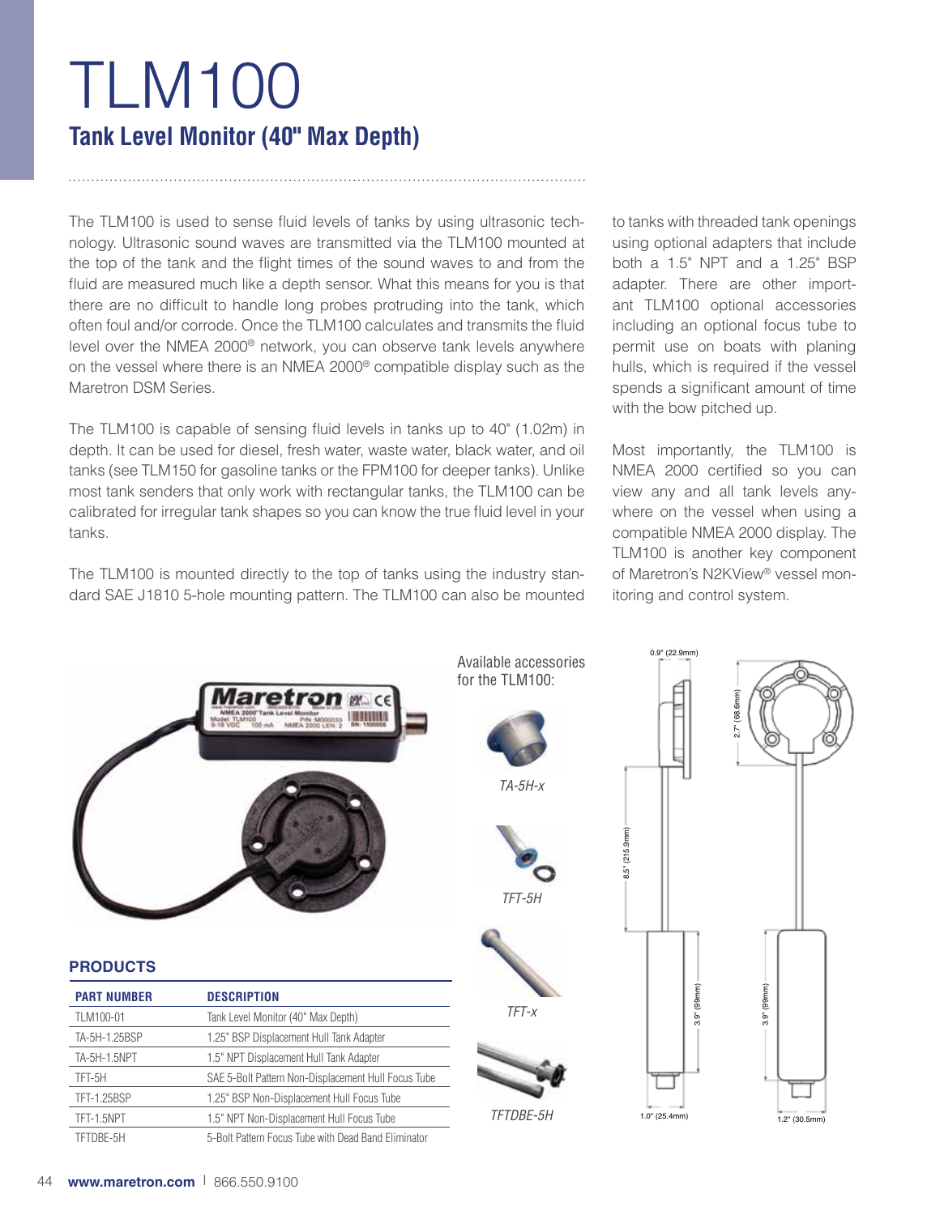# TLM100

## Tank Level Monitor (40" Max Depth)

The TLM100 is used to sense fluid levels of tanks by using ultrasonic technology. Ultrasonic sound waves are transmitted via the TLM100 mounted at the top of the tank and the flight times of the sound waves to and from the fluid are measured much like a depth sensor. What this means for you is that there are no difficult to handle long probes protruding into the tank, which often foul and/or corrode. Once the TLM100 calculates and transmits the fluid level over the NMEA 2000® network, you can observe tank levels anywhere on the vessel where there is an NMEA 2000® compatible display such as the Maretron DSM Series.

The TLM100 is capable of sensing fluid levels in tanks up to 40" (1.02m) in depth. It can be used for diesel, fresh water, waste water, black water, and oil tanks (see TLM150 for gasoline tanks or the FPM100 for deeper tanks). Unlike most tank senders that only work with rectangular tanks, the TLM100 can be calibrated for irregular tank shapes so you can know the true fluid level in your tanks.

The TLM100 is mounted directly to the top of tanks using the industry standard SAE J1810 5-hole mounting pattern. The TLM100 can also be mounted to tanks with threaded tank openings using optional adapters that include both a 1.5" NPT and a 1.25" BSP adapter. There are other important TLM100 optional accessories including an optional focus tube to permit use on boats with planing hulls, which is required if the vessel spends a significant amount of time with the bow pitched up.

Most importantly, the TLM100 is NMEA 2000 certified so you can view any and all tank levels anywhere on the vessel when using a compatible NMEA 2000 display. The TLM100 is another key component of Maretron's N2KView® vessel monitoring and control system.

Available accessories for the TLM100:

*TA-5H-x*

*TFT-5H*

*TFT-x*

*TFTDBE-5H*

0.9" (22.9mm)

2.7" (68.6mm)

8.5" (215.9mm)

3.9" (99mm)

3.9" (99mm)

1.0" (25.4mm)

1.2" (30.5mm)

### PRODUCTS

| PART NUMBER | DESCRIPTION |
|---|---|
| TLM100-01 | Tank Level Monitor (40" Max Depth) |
| TA-5H-1.25BSP | 1.25" BSP Displacement Hull Tank Adapter |
| TA-5H-1.5NPT | 1.5" NPT Displacement Hull Tank Adapter |
| TFT-5H | SAE 5-Bolt Pattern Non-Displacement Hull Focus Tube |
| TFT-1.25BSP | 1.25" BSP Non-Displacement Hull Focus Tube |
| TFT-1.5NPT | 1.5" NPT Non-Displacement Hull Focus Tube |
| TFTDBE-5H | 5-Bolt Pattern Focus Tube with Dead Band Eliminator |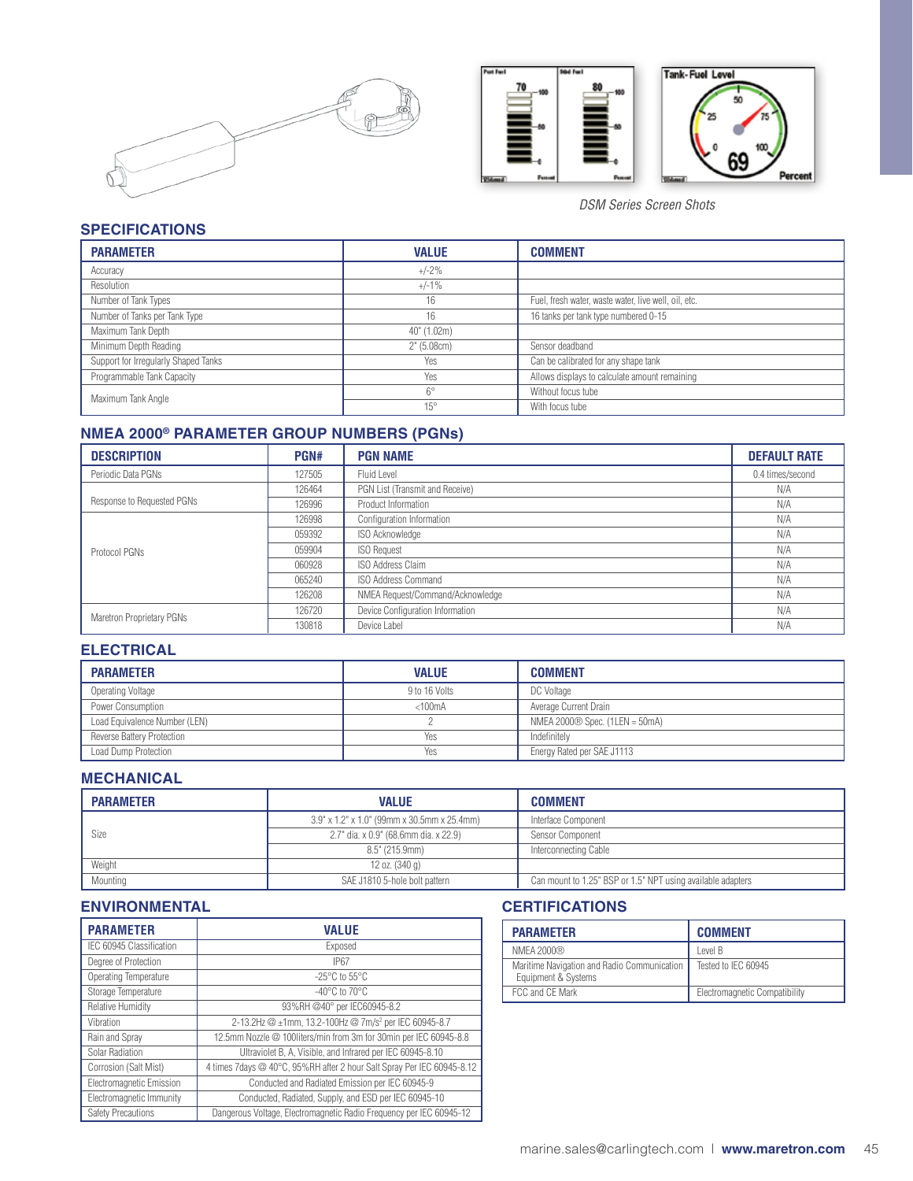*DSM Series Screen Shots*

## SPECIFICATIONS

| PARAMETER | VALUE | COMMENT |
|---|---|---|
| Accuracy | +/-2% | |
| Resolution | +/-1% | |
| Number of Tank Types | 16 | Fuel, fresh water, waste water, live well, oil, etc. |
| Number of Tanks per Tank Type | 16 | 16 tanks per tank type numbered 0-15 |
| Maximum Tank Depth | 40" (1.02m) | |
| Minimum Depth Reading | 2" (5.08cm) | Sensor deadband |
| Support for Irregularly Shaped Tanks | Yes | Can be calibrated for any shape tank |
| Programmable Tank Capacity | Yes | Allows displays to calculate amount remaining |
| Maximum Tank Angle | 6° | Without focus tube |
| | 15° | With focus tube |

## NMEA 2000® PARAMETER GROUP NUMBERS (PGNs)

| DESCRIPTION | PGN# | PGN NAME | DEFAULT RATE |
|---|---|---|---|
| Periodic Data PGNs | 127505 | Fluid Level | 0.4 times/second |
| Response to Requested PGNs | 126464 | PGN List (Transmit and Receive) | N/A |
| | 126996 | Product Information | N/A |
| Protocol PGNs | 126998 | Configuration Information | N/A |
| | 059392 | ISO Acknowledge | N/A |
| | 059904 | ISO Request | N/A |
| | 060928 | ISO Address Claim | N/A |
| | 065240 | ISO Address Command | N/A |
| | 126208 | NMEA Request/Command/Acknowledge | N/A |
| Maretron Proprietary PGNs | 126720 | Device Configuration Information | N/A |
| | 130818 | Device Label | N/A |

## ELECTRICAL

| PARAMETER | VALUE | COMMENT |
|---|---|---|
| Operating Voltage | 9 to 16 Volts | DC Voltage |
| Power Consumption | <100mA | Average Current Drain |
| Load Equivalence Number (LEN) | 2 | NMEA 2000® Spec. (1LEN = 50mA) |
| Reverse Battery Protection | Yes | Indefinitely |
| Load Dump Protection | Yes | Energy Rated per SAE J1113 |

## MECHANICAL

| PARAMETER | VALUE | COMMENT |
|---|---|---|
| Size | 3.9" x 1.2" x 1.0" (99mm x 30.5mm x 25.4mm) | Interface Component |
| | 2.7" dia. x 0.9" (68.6mm dia. x 22.9) | Sensor Component |
| | 8.5" (215.9mm) | Interconnecting Cable |
| Weight | 12 oz. (340 g) | |
| Mounting | SAE J1810 5-hole bolt pattern | Can mount to 1.25" BSP or 1.5" NPT using available adapters |

## ENVIRONMENTAL

| PARAMETER | VALUE |
|---|---|
| IEC 60945 Classification | Exposed |
| Degree of Protection | IP67 |
| Operating Temperature | -25°C to 55°C |
| Storage Temperature | -40°C to 70°C |
| Relative Humidity | 93%RH @40° per IEC60945-8.2 |
| Vibration | 2-13.2Hz @ ±1mm, 13.2-100Hz @ 7m/s² per IEC 60945-8.7 |
| Rain and Spray | 12.5mm Nozzle @ 100liters/min from 3m for 30min per IEC 60945-8.8 |
| Solar Radiation | Ultraviolet B, A, Visible, and Infrared per IEC 60945-8.10 |
| Corrosion (Salt Mist) | 4 times 7days @ 40°C, 95%RH after 2 hour Salt Spray Per IEC 60945-8.12 |
| Electromagnetic Emission | Conducted and Radiated Emission per IEC 60945-9 |
| Electromagnetic Immunity | Conducted, Radiated, Supply, and ESD per IEC 60945-10 |
| Safety Precautions | Dangerous Voltage, Electromagnetic Radio Frequency per IEC 60945-12 |

## CERTIFICATIONS

| PARAMETER | COMMENT |
|---|---|
| NMEA 2000® | Level B |
| Maritime Navigation and Radio Communication Equipment & Systems | Tested to IEC 60945 |
| FCC and CE Mark | Electromagnetic Compatibility |

marine.sales@carlingtech.com | **www.maretron.com**